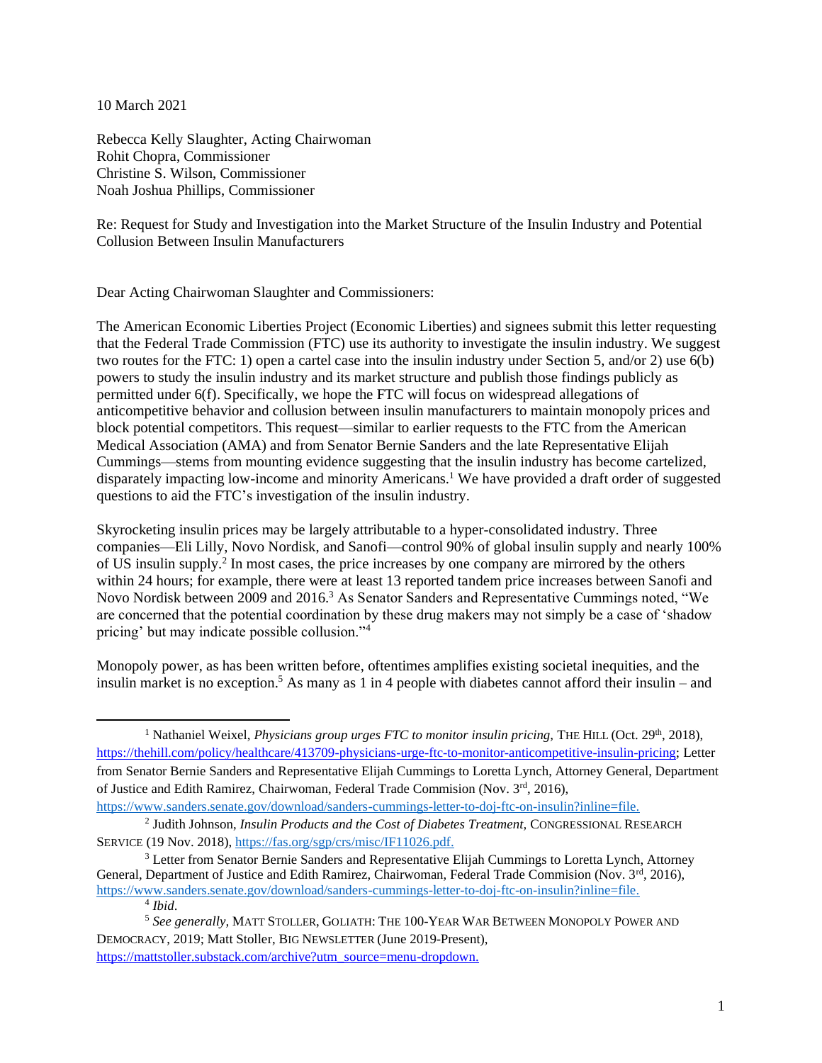10 March 2021

Rebecca Kelly Slaughter, Acting Chairwoman
Rohit Chopra, Commissioner
Christine S. Wilson, Commissioner
Noah Joshua Phillips, Commissioner

Re: Request for Study and Investigation into the Market Structure of the Insulin Industry and Potential Collusion Between Insulin Manufacturers

Dear Acting Chairwoman Slaughter and Commissioners:

The American Economic Liberties Project (Economic Liberties) and signees submit this letter requesting that the Federal Trade Commission (FTC) use its authority to investigate the insulin industry. We suggest two routes for the FTC: 1) open a cartel case into the insulin industry under Section 5, and/or 2) use 6(b) powers to study the insulin industry and its market structure and publish those findings publicly as permitted under 6(f). Specifically, we hope the FTC will focus on widespread allegations of anticompetitive behavior and collusion between insulin manufacturers to maintain monopoly prices and block potential competitors. This request—similar to earlier requests to the FTC from the American Medical Association (AMA) and from Senator Bernie Sanders and the late Representative Elijah Cummings—stems from mounting evidence suggesting that the insulin industry has become cartelized, disparately impacting low-income and minority Americans.[1] We have provided a draft order of suggested questions to aid the FTC's investigation of the insulin industry.

Skyrocketing insulin prices may be largely attributable to a hyper-consolidated industry. Three companies—Eli Lilly, Novo Nordisk, and Sanofi—control 90% of global insulin supply and nearly 100% of US insulin supply.[2] In most cases, the price increases by one company are mirrored by the others within 24 hours; for example, there were at least 13 reported tandem price increases between Sanofi and Novo Nordisk between 2009 and 2016.[3] As Senator Sanders and Representative Cummings noted, "We are concerned that the potential coordination by these drug makers may not simply be a case of 'shadow pricing' but may indicate possible collusion."[4]

Monopoly power, as has been written before, oftentimes amplifies existing societal inequities, and the insulin market is no exception.[5] As many as 1 in 4 people with diabetes cannot afford their insulin – and

---

[1] Nathaniel Weixel, *Physicians group urges FTC to monitor insulin pricing*, THE HILL (Oct. 29th, 2018), https://thehill.com/policy/healthcare/413709-physicians-urge-ftc-to-monitor-anticompetitive-insulin-pricing; Letter from Senator Bernie Sanders and Representative Elijah Cummings to Loretta Lynch, Attorney General, Department of Justice and Edith Ramirez, Chairwoman, Federal Trade Commision (Nov. 3rd, 2016), https://www.sanders.senate.gov/download/sanders-cummings-letter-to-doj-ftc-on-insulin?inline=file.

[2] Judith Johnson, *Insulin Products and the Cost of Diabetes Treatment*, CONGRESSIONAL RESEARCH SERVICE (19 Nov. 2018), https://fas.org/sgp/crs/misc/IF11026.pdf.

[3] Letter from Senator Bernie Sanders and Representative Elijah Cummings to Loretta Lynch, Attorney General, Department of Justice and Edith Ramirez, Chairwoman, Federal Trade Commision (Nov. 3rd, 2016), https://www.sanders.senate.gov/download/sanders-cummings-letter-to-doj-ftc-on-insulin?inline=file.

[4] *Ibid*.

[5] *See generally*, MATT STOLLER, GOLIATH: THE 100-YEAR WAR BETWEEN MONOPOLY POWER AND DEMOCRACY, 2019; Matt Stoller, BIG NEWSLETTER (June 2019-Present), https://mattstoller.substack.com/archive?utm_source=menu-dropdown.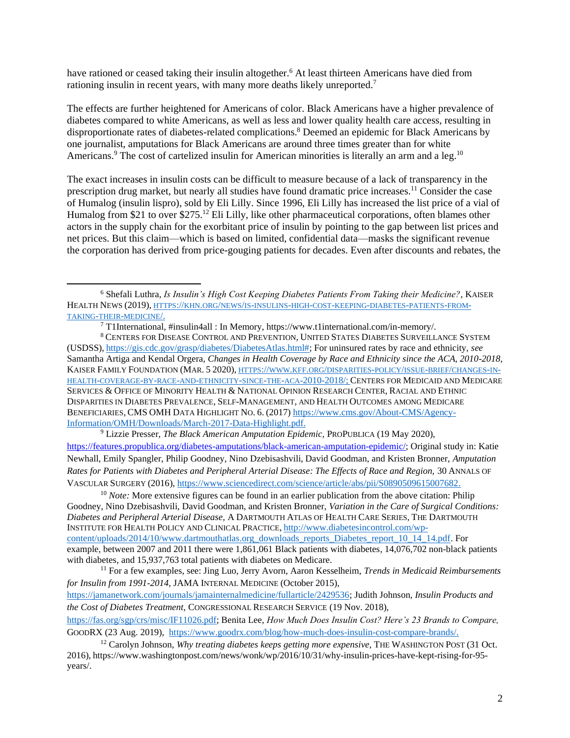have rationed or ceased taking their insulin altogether.[6] At least thirteen Americans have died from rationing insulin in recent years, with many more deaths likely unreported.[7]

The effects are further heightened for Americans of color. Black Americans have a higher prevalence of diabetes compared to white Americans, as well as less and lower quality health care access, resulting in disproportionate rates of diabetes-related complications.[8] Deemed an epidemic for Black Americans by one journalist, amputations for Black Americans are around three times greater than for white Americans.[9] The cost of cartelized insulin for American minorities is literally an arm and a leg.[10]

The exact increases in insulin costs can be difficult to measure because of a lack of transparency in the prescription drug market, but nearly all studies have found dramatic price increases.[11] Consider the case of Humalog (insulin lispro), sold by Eli Lilly. Since 1996, Eli Lilly has increased the list price of a vial of Humalog from $21 to over $275.[12] Eli Lilly, like other pharmaceutical corporations, often blames other actors in the supply chain for the exorbitant price of insulin by pointing to the gap between list prices and net prices. But this claim—which is based on limited, confidential data—masks the significant revenue the corporation has derived from price-gouging patients for decades. Even after discounts and rebates, the

---

[6] Shefali Luthra, *Is Insulin's High Cost Keeping Diabetes Patients From Taking their Medicine?*, Kaiser Health News (2019), https://khn.org/news/is-insulins-high-cost-keeping-diabetes-patients-from-taking-their-medicine/.

[7] T1International, #insulin4all : In Memory, https://www.t1international.com/in-memory/.

[8] Centers for Disease Control and Prevention, United States Diabetes Surveillance System (USDSS), https://gis.cdc.gov/grasp/diabetes/DiabetesAtlas.html#; For uninsured rates by race and ethnicity, *see* Samantha Artiga and Kendal Orgera, *Changes in Health Coverage by Race and Ethnicity since the ACA, 2010-2018,* Kaiser Family Foundation (Mar. 5 2020), https://www.kff.org/disparities-policy/issue-brief/changes-in-health-coverage-by-race-and-ethnicity-since-the-aca-2010-2018/; Centers for Medicaid and Medicare Services & Office of Minority Health & National Opinion Research Center, Racial and Ethnic Disparities in Diabetes Prevalence, Self-Management, and Health Outcomes among Medicare Beneficiaries, CMS OMH Data Highlight No. 6. (2017) https://www.cms.gov/About-CMS/Agency-Information/OMH/Downloads/March-2017-Data-Highlight.pdf.

[9] Lizzie Presser, *The Black American Amputation Epidemic*, ProPublica (19 May 2020), https://features.propublica.org/diabetes-amputations/black-american-amputation-epidemic/; Original study in: Katie Newhall, Emily Spangler, Philip Goodney, Nino Dzebisashvili, David Goodman, and Kristen Bronner, *Amputation Rates for Patients with Diabetes and Peripheral Arterial Disease: The Effects of Race and Region,* 30 Annals of Vascular Surgery (2016), https://www.sciencedirect.com/science/article/abs/pii/S0890509615007682.

[10] *Note:* More extensive figures can be found in an earlier publication from the above citation: Philip Goodney, Nino Dzebisashvili, David Goodman, and Kristen Bronner, *Variation in the Care of Surgical Conditions: Diabetes and Peripheral Arterial Disease,* A Dartmouth Atlas of Health Care Series, The Dartmouth Institute for Health Policy and Clinical Practice, http://www.diabetesincontrol.com/wp-content/uploads/2014/10/www.dartmouthatlas.org_downloads_reports_Diabetes_report_10_14_14.pdf. For example, between 2007 and 2011 there were 1,861,061 Black patients with diabetes, 14,076,702 non-black patients with diabetes, and 15,937,763 total patients with diabetes on Medicare.

[11] For a few examples, see: Jing Luo, Jerry Avorn, Aaron Kesselheim, *Trends in Medicaid Reimbursements for Insulin from 1991-2014*, JAMA Internal Medicine (October 2015), https://jamanetwork.com/journals/jamainternalmedicine/fullarticle/2429536; Judith Johnson, *Insulin Products and the Cost of Diabetes Treatment,* Congressional Research Service (19 Nov. 2018), https://fas.org/sgp/crs/misc/IF11026.pdf; Benita Lee, *How Much Does Insulin Cost? Here's 23 Brands to Compare,* GoodRx (23 Aug. 2019), https://www.goodrx.com/blog/how-much-does-insulin-cost-compare-brands/.

[12] Carolyn Johnson, *Why treating diabetes keeps getting more expensive*, The Washington Post (31 Oct. 2016), https://www.washingtonpost.com/news/wonk/wp/2016/10/31/why-insulin-prices-have-kept-rising-for-95-years/.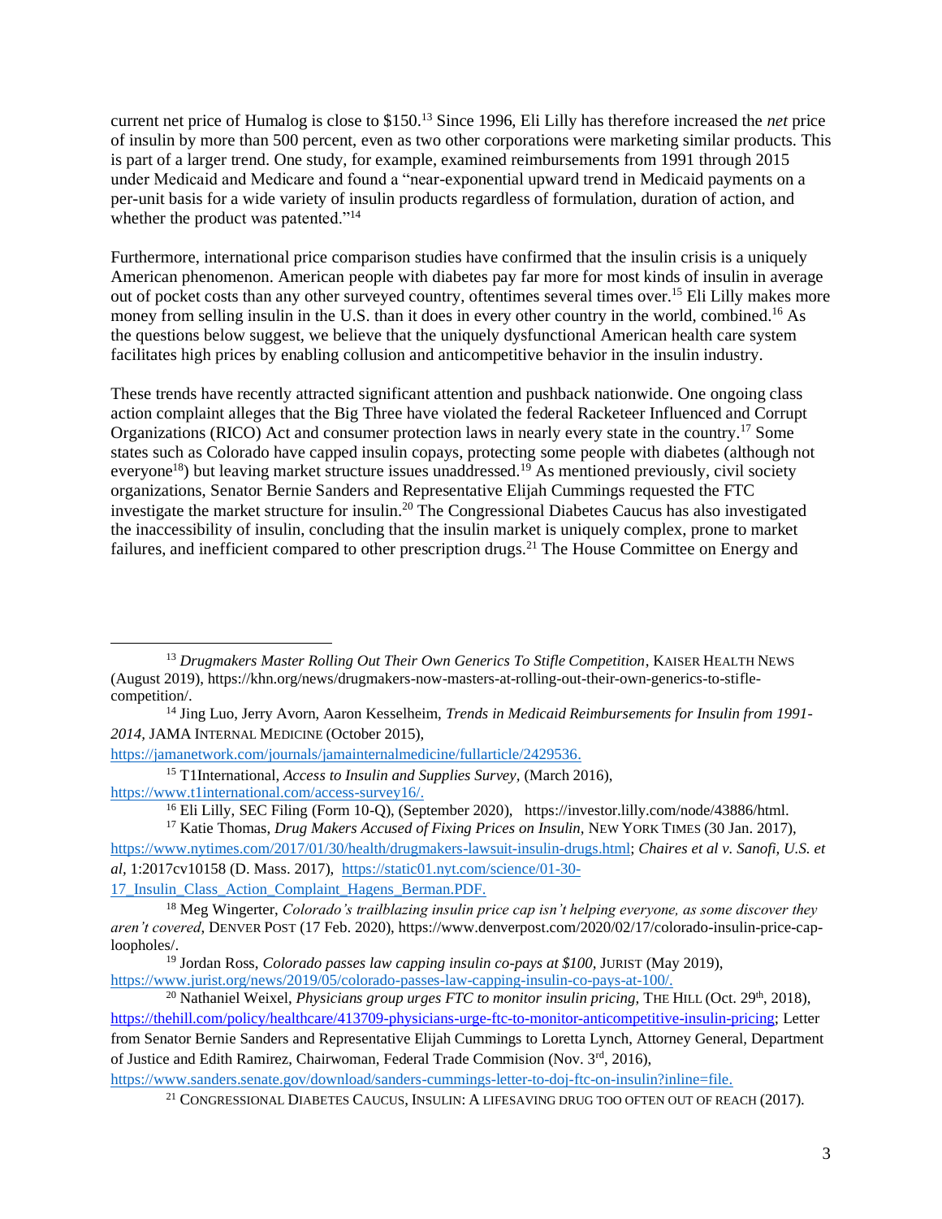current net price of Humalog is close to $150.[13] Since 1996, Eli Lilly has therefore increased the *net* price of insulin by more than 500 percent, even as two other corporations were marketing similar products. This is part of a larger trend. One study, for example, examined reimbursements from 1991 through 2015 under Medicaid and Medicare and found a "near-exponential upward trend in Medicaid payments on a per-unit basis for a wide variety of insulin products regardless of formulation, duration of action, and whether the product was patented."[14]

Furthermore, international price comparison studies have confirmed that the insulin crisis is a uniquely American phenomenon. American people with diabetes pay far more for most kinds of insulin in average out of pocket costs than any other surveyed country, oftentimes several times over.[15] Eli Lilly makes more money from selling insulin in the U.S. than it does in every other country in the world, combined.[16] As the questions below suggest, we believe that the uniquely dysfunctional American health care system facilitates high prices by enabling collusion and anticompetitive behavior in the insulin industry.

These trends have recently attracted significant attention and pushback nationwide. One ongoing class action complaint alleges that the Big Three have violated the federal Racketeer Influenced and Corrupt Organizations (RICO) Act and consumer protection laws in nearly every state in the country.[17] Some states such as Colorado have capped insulin copays, protecting some people with diabetes (although not everyone[18]) but leaving market structure issues unaddressed.[19] As mentioned previously, civil society organizations, Senator Bernie Sanders and Representative Elijah Cummings requested the FTC investigate the market structure for insulin.[20] The Congressional Diabetes Caucus has also investigated the inaccessibility of insulin, concluding that the insulin market is uniquely complex, prone to market failures, and inefficient compared to other prescription drugs.[21] The House Committee on Energy and

---

[13] *Drugmakers Master Rolling Out Their Own Generics To Stifle Competition*, KAISER HEALTH NEWS (August 2019), https://khn.org/news/drugmakers-now-masters-at-rolling-out-their-own-generics-to-stifle-competition/.

[14] Jing Luo, Jerry Avorn, Aaron Kesselheim, *Trends in Medicaid Reimbursements for Insulin from 1991-2014*, JAMA INTERNAL MEDICINE (October 2015), https://jamanetwork.com/journals/jamainternalmedicine/fullarticle/2429536.

[15] T1International, *Access to Insulin and Supplies Survey,* (March 2016), https://www.t1international.com/access-survey16/.

[16] Eli Lilly, SEC Filing (Form 10-Q), (September 2020), https://investor.lilly.com/node/43886/html.

[17] Katie Thomas, *Drug Makers Accused of Fixing Prices on Insulin,* NEW YORK TIMES (30 Jan. 2017), https://www.nytimes.com/2017/01/30/health/drugmakers-lawsuit-insulin-drugs.html; *Chaires et al v. Sanofi, U.S. et al,* 1:2017cv10158 (D. Mass. 2017), https://static01.nyt.com/science/01-30-17_Insulin_Class_Action_Complaint_Hagens_Berman.PDF.

[18] Meg Wingerter, *Colorado's trailblazing insulin price cap isn't helping everyone, as some discover they aren't covered*, DENVER POST (17 Feb. 2020), https://www.denverpost.com/2020/02/17/colorado-insulin-price-cap-loopholes/.

[19] Jordan Ross, *Colorado passes law capping insulin co-pays at $100,* JURIST (May 2019), https://www.jurist.org/news/2019/05/colorado-passes-law-capping-insulin-co-pays-at-100/.

[20] Nathaniel Weixel, *Physicians group urges FTC to monitor insulin pricing,* THE HILL (Oct. 29th, 2018), https://thehill.com/policy/healthcare/413709-physicians-urge-ftc-to-monitor-anticompetitive-insulin-pricing; Letter from Senator Bernie Sanders and Representative Elijah Cummings to Loretta Lynch, Attorney General, Department of Justice and Edith Ramirez, Chairwoman, Federal Trade Commision (Nov. 3rd, 2016), https://www.sanders.senate.gov/download/sanders-cummings-letter-to-doj-ftc-on-insulin?inline=file.

[21] CONGRESSIONAL DIABETES CAUCUS, INSULIN: A LIFESAVING DRUG TOO OFTEN OUT OF REACH (2017).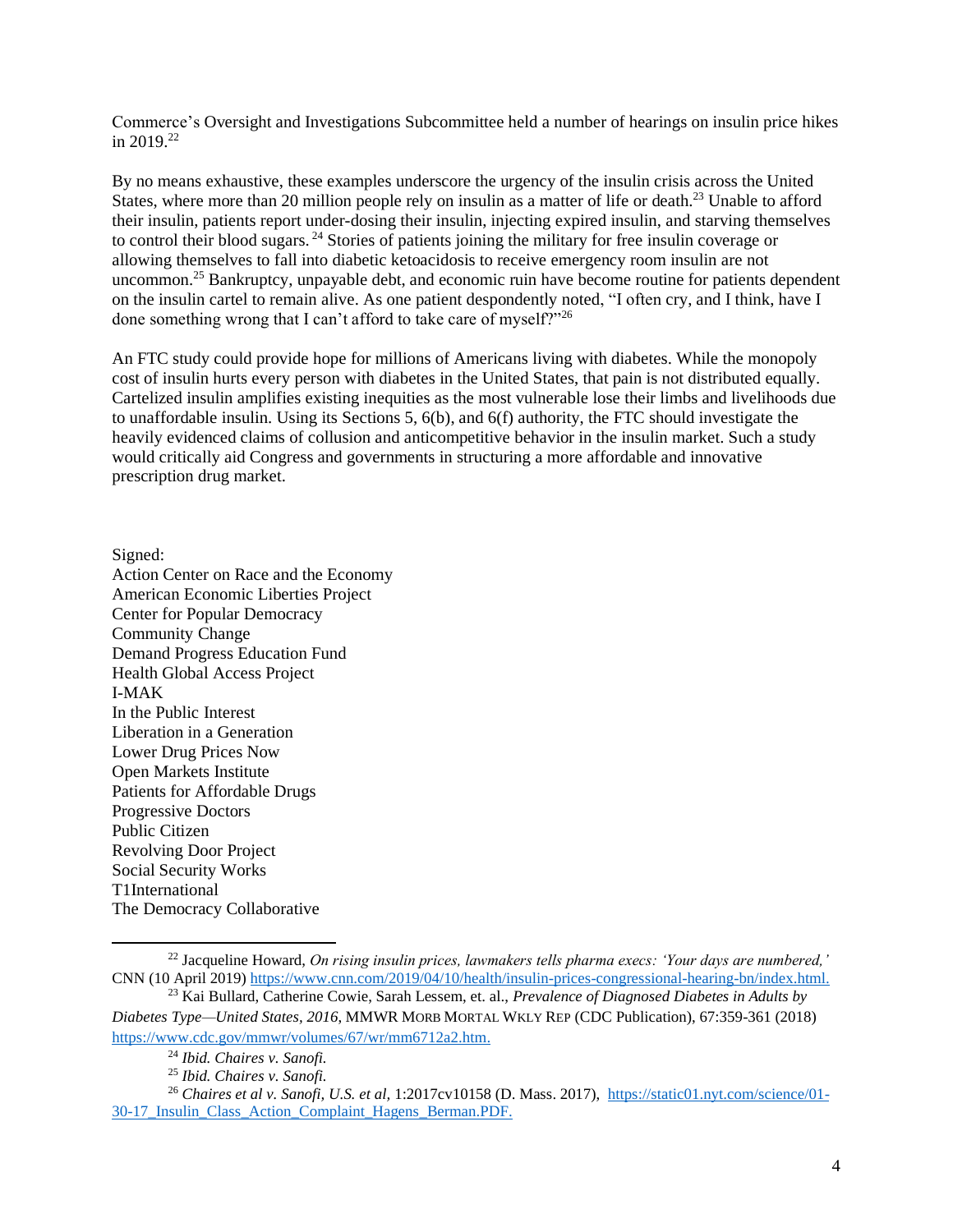Commerce's Oversight and Investigations Subcommittee held a number of hearings on insulin price hikes in 2019.[22]

By no means exhaustive, these examples underscore the urgency of the insulin crisis across the United States, where more than 20 million people rely on insulin as a matter of life or death.[23] Unable to afford their insulin, patients report under-dosing their insulin, injecting expired insulin, and starving themselves to control their blood sugars.[24] Stories of patients joining the military for free insulin coverage or allowing themselves to fall into diabetic ketoacidosis to receive emergency room insulin are not uncommon.[25] Bankruptcy, unpayable debt, and economic ruin have become routine for patients dependent on the insulin cartel to remain alive. As one patient despondently noted, "I often cry, and I think, have I done something wrong that I can't afford to take care of myself?"[26]

An FTC study could provide hope for millions of Americans living with diabetes. While the monopoly cost of insulin hurts every person with diabetes in the United States, that pain is not distributed equally. Cartelized insulin amplifies existing inequities as the most vulnerable lose their limbs and livelihoods due to unaffordable insulin. Using its Sections 5, 6(b), and 6(f) authority, the FTC should investigate the heavily evidenced claims of collusion and anticompetitive behavior in the insulin market. Such a study would critically aid Congress and governments in structuring a more affordable and innovative prescription drug market.

Signed:
Action Center on Race and the Economy
American Economic Liberties Project
Center for Popular Democracy
Community Change
Demand Progress Education Fund
Health Global Access Project
I-MAK
In the Public Interest
Liberation in a Generation
Lower Drug Prices Now
Open Markets Institute
Patients for Affordable Drugs
Progressive Doctors
Public Citizen
Revolving Door Project
Social Security Works
T1International
The Democracy Collaborative

---

[22] Jacqueline Howard, *On rising insulin prices, lawmakers tells pharma execs: 'Your days are numbered,'* CNN (10 April 2019) https://www.cnn.com/2019/04/10/health/insulin-prices-congressional-hearing-bn/index.html.

[23] Kai Bullard, Catherine Cowie, Sarah Lessem, et. al., *Prevalence of Diagnosed Diabetes in Adults by Diabetes Type—United States, 2016*, MMWR MORB MORTAL WKLY REP (CDC Publication), 67:359-361 (2018) https://www.cdc.gov/mmwr/volumes/67/wr/mm6712a2.htm.

[24] *Ibid. Chaires v. Sanofi.*

[25] *Ibid. Chaires v. Sanofi.*

[26] *Chaires et al v. Sanofi, U.S. et al,* 1:2017cv10158 (D. Mass. 2017), https://static01.nyt.com/science/01-30-17_Insulin_Class_Action_Complaint_Hagens_Berman.PDF.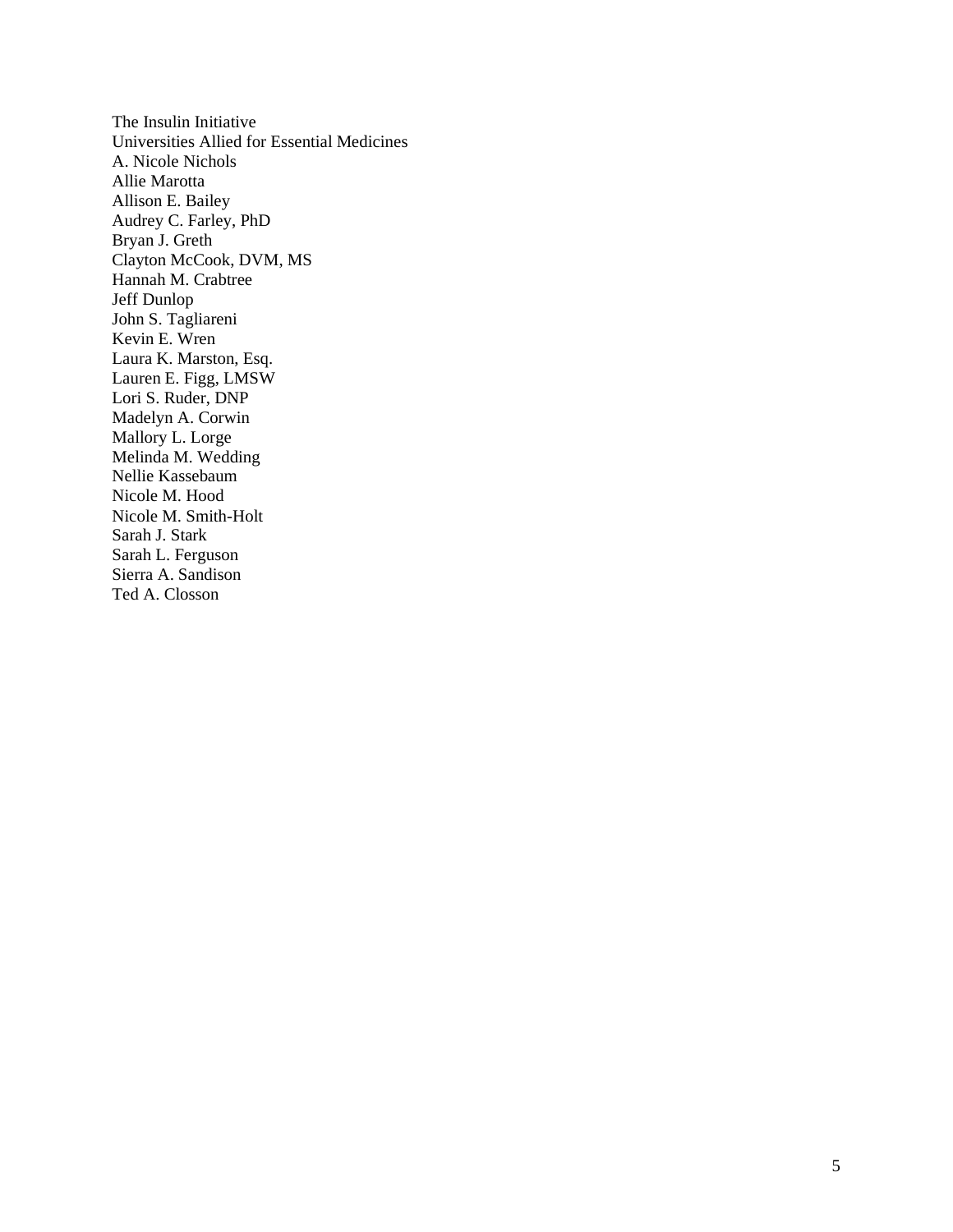The Insulin Initiative
Universities Allied for Essential Medicines
A. Nicole Nichols
Allie Marotta
Allison E. Bailey
Audrey C. Farley, PhD
Bryan J. Greth
Clayton McCook, DVM, MS
Hannah M. Crabtree
Jeff Dunlop
John S. Tagliareni
Kevin E. Wren
Laura K. Marston, Esq.
Lauren E. Figg, LMSW
Lori S. Ruder, DNP
Madelyn A. Corwin
Mallory L. Lorge
Melinda M. Wedding
Nellie Kassebaum
Nicole M. Hood
Nicole M. Smith-Holt
Sarah J. Stark
Sarah L. Ferguson
Sierra A. Sandison
Ted A. Closson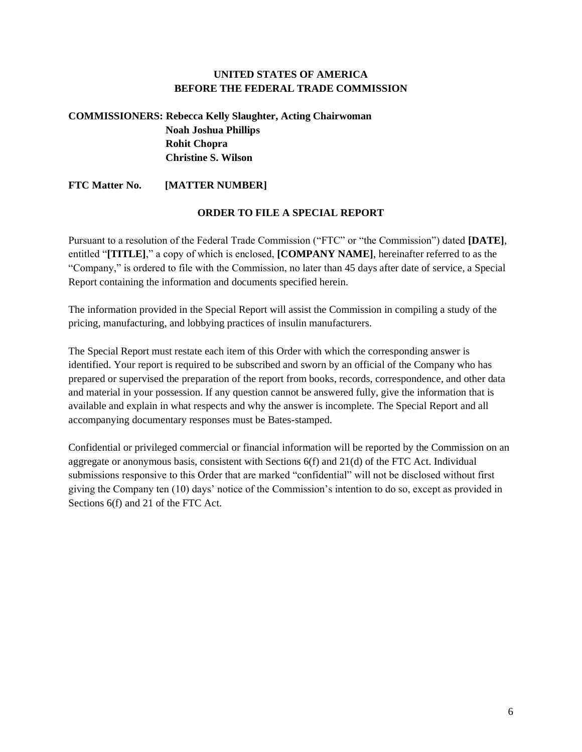**UNITED STATES OF AMERICA**
**BEFORE THE FEDERAL TRADE COMMISSION**

**COMMISSIONERS: Rebecca Kelly Slaughter, Acting Chairwoman**
**Noah Joshua Phillips**
**Rohit Chopra**
**Christine S. Wilson**

**FTC Matter No. [MATTER NUMBER]**

**ORDER TO FILE A SPECIAL REPORT**

Pursuant to a resolution of the Federal Trade Commission ("FTC" or "the Commission") dated **[DATE]**, entitled "**[TITLE]**," a copy of which is enclosed, **[COMPANY NAME]**, hereinafter referred to as the "Company," is ordered to file with the Commission, no later than 45 days after date of service, a Special Report containing the information and documents specified herein.

The information provided in the Special Report will assist the Commission in compiling a study of the pricing, manufacturing, and lobbying practices of insulin manufacturers.

The Special Report must restate each item of this Order with which the corresponding answer is identified. Your report is required to be subscribed and sworn by an official of the Company who has prepared or supervised the preparation of the report from books, records, correspondence, and other data and material in your possession. If any question cannot be answered fully, give the information that is available and explain in what respects and why the answer is incomplete. The Special Report and all accompanying documentary responses must be Bates-stamped.

Confidential or privileged commercial or financial information will be reported by the Commission on an aggregate or anonymous basis, consistent with Sections 6(f) and 21(d) of the FTC Act. Individual submissions responsive to this Order that are marked "confidential" will not be disclosed without first giving the Company ten (10) days' notice of the Commission's intention to do so, except as provided in Sections 6(f) and 21 of the FTC Act.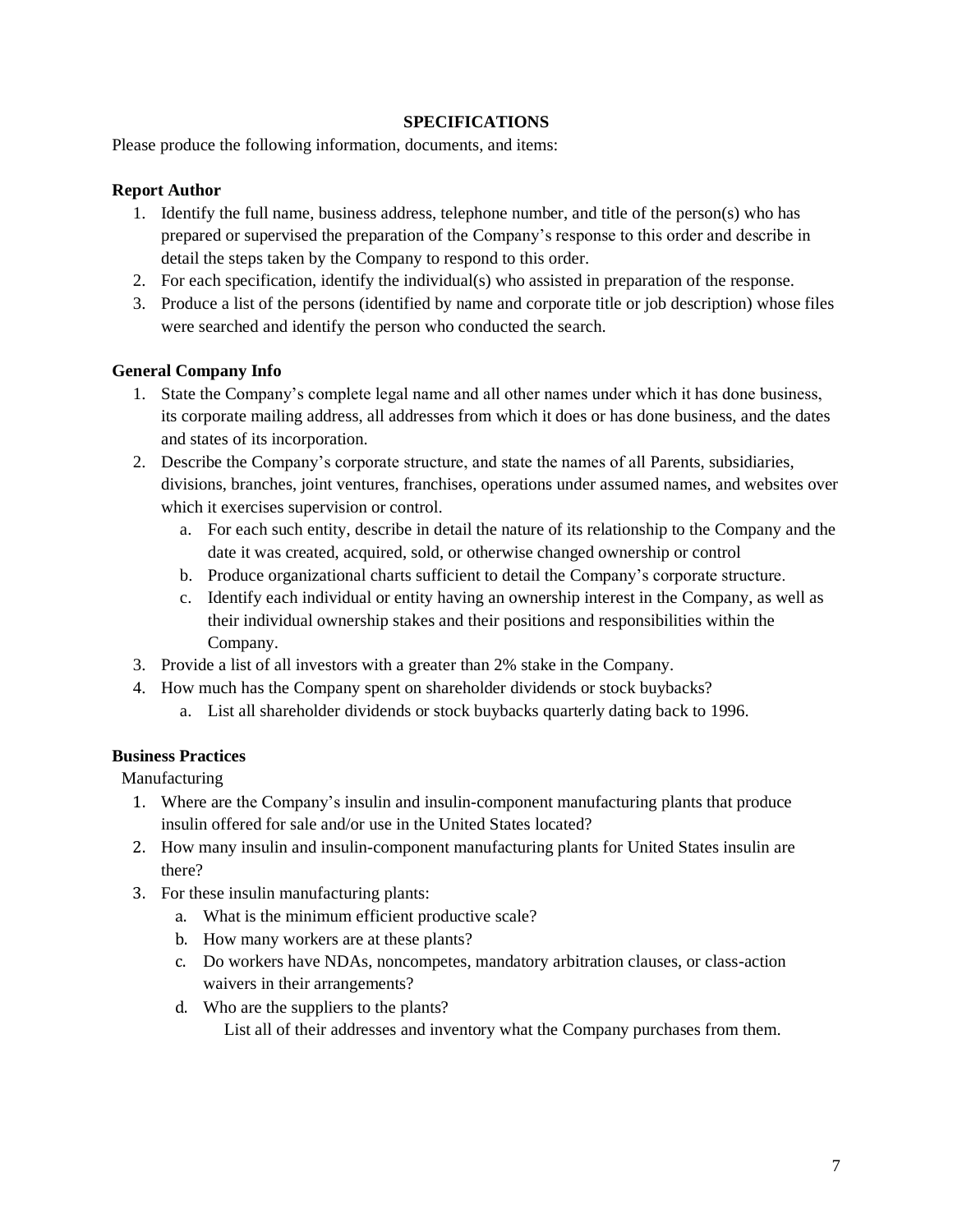## SPECIFICATIONS

Please produce the following information, documents, and items:

**Report Author**

1. Identify the full name, business address, telephone number, and title of the person(s) who has prepared or supervised the preparation of the Company's response to this order and describe in detail the steps taken by the Company to respond to this order.
2. For each specification, identify the individual(s) who assisted in preparation of the response.
3. Produce a list of the persons (identified by name and corporate title or job description) whose files were searched and identify the person who conducted the search.

**General Company Info**

1. State the Company's complete legal name and all other names under which it has done business, its corporate mailing address, all addresses from which it does or has done business, and the dates and states of its incorporation.
2. Describe the Company's corporate structure, and state the names of all Parents, subsidiaries, divisions, branches, joint ventures, franchises, operations under assumed names, and websites over which it exercises supervision or control.
   a. For each such entity, describe in detail the nature of its relationship to the Company and the date it was created, acquired, sold, or otherwise changed ownership or control
   b. Produce organizational charts sufficient to detail the Company's corporate structure.
   c. Identify each individual or entity having an ownership interest in the Company, as well as their individual ownership stakes and their positions and responsibilities within the Company.
3. Provide a list of all investors with a greater than 2% stake in the Company.
4. How much has the Company spent on shareholder dividends or stock buybacks?
   a. List all shareholder dividends or stock buybacks quarterly dating back to 1996.

**Business Practices**

Manufacturing

1. Where are the Company's insulin and insulin-component manufacturing plants that produce insulin offered for sale and/or use in the United States located?
2. How many insulin and insulin-component manufacturing plants for United States insulin are there?
3. For these insulin manufacturing plants:
   a. What is the minimum efficient productive scale?
   b. How many workers are at these plants?
   c. Do workers have NDAs, noncompetes, mandatory arbitration clauses, or class-action waivers in their arrangements?
   d. Who are the suppliers to the plants?
      List all of their addresses and inventory what the Company purchases from them.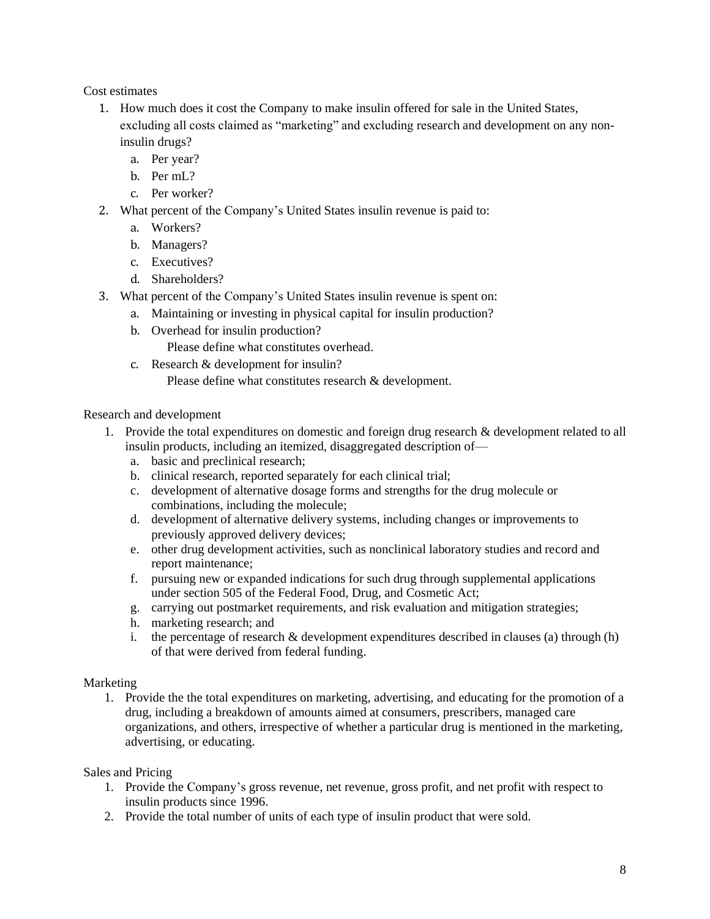Cost estimates

1. How much does it cost the Company to make insulin offered for sale in the United States, excluding all costs claimed as "marketing" and excluding research and development on any non-insulin drugs?
    a. Per year?
    b. Per mL?
    c. Per worker?
2. What percent of the Company's United States insulin revenue is paid to:
    a. Workers?
    b. Managers?
    c. Executives?
    d. Shareholders?
3. What percent of the Company's United States insulin revenue is spent on:
    a. Maintaining or investing in physical capital for insulin production?
    b. Overhead for insulin production?
       Please define what constitutes overhead.
    c. Research & development for insulin?
       Please define what constitutes research & development.

Research and development

1. Provide the total expenditures on domestic and foreign drug research & development related to all insulin products, including an itemized, disaggregated description of—
    a. basic and preclinical research;
    b. clinical research, reported separately for each clinical trial;
    c. development of alternative dosage forms and strengths for the drug molecule or combinations, including the molecule;
    d. development of alternative delivery systems, including changes or improvements to previously approved delivery devices;
    e. other drug development activities, such as nonclinical laboratory studies and record and report maintenance;
    f. pursuing new or expanded indications for such drug through supplemental applications under section 505 of the Federal Food, Drug, and Cosmetic Act;
    g. carrying out postmarket requirements, and risk evaluation and mitigation strategies;
    h. marketing research; and
    i. the percentage of research & development expenditures described in clauses (a) through (h) of that were derived from federal funding.

Marketing

1. Provide the the total expenditures on marketing, advertising, and educating for the promotion of a drug, including a breakdown of amounts aimed at consumers, prescribers, managed care organizations, and others, irrespective of whether a particular drug is mentioned in the marketing, advertising, or educating.

Sales and Pricing

1. Provide the Company's gross revenue, net revenue, gross profit, and net profit with respect to insulin products since 1996.
2. Provide the total number of units of each type of insulin product that were sold.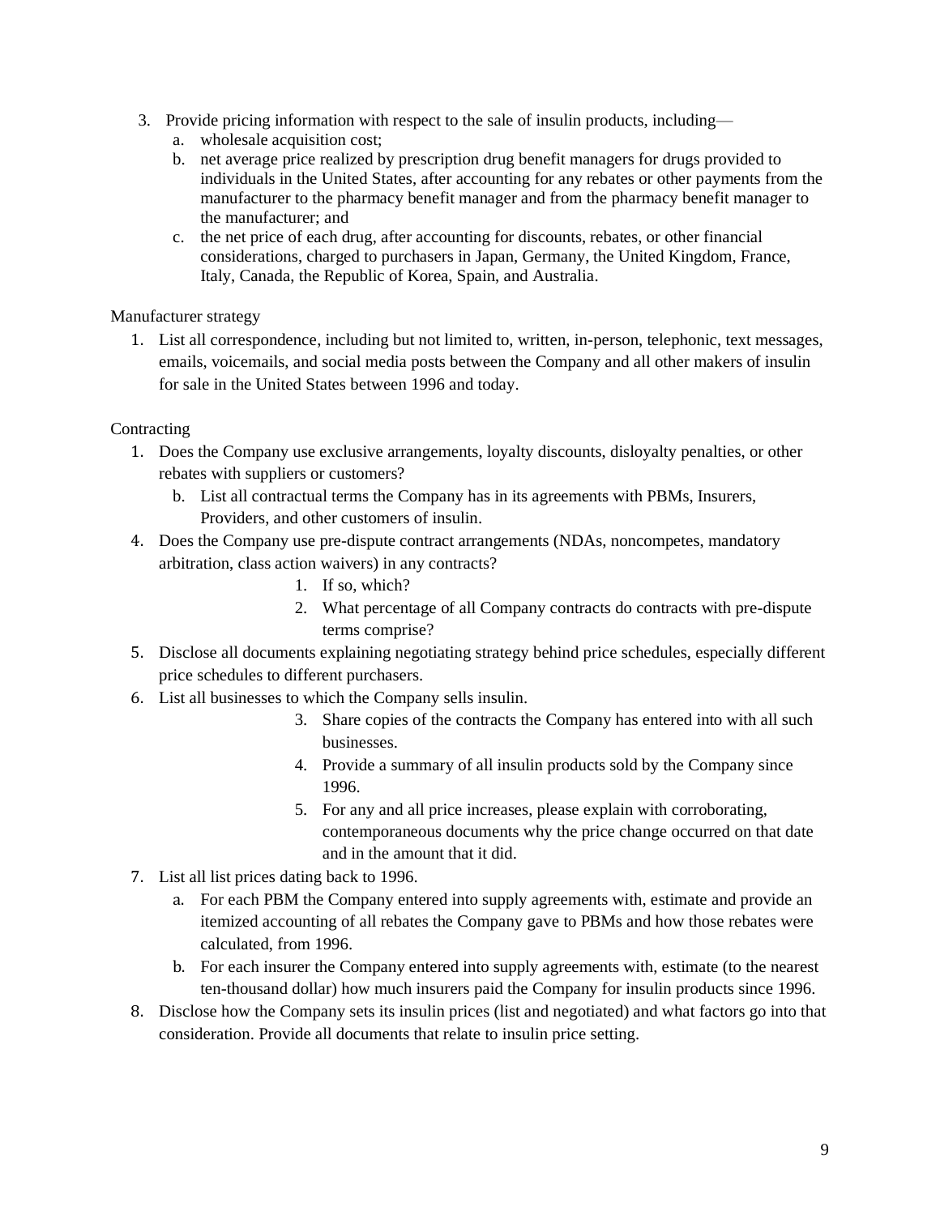3. Provide pricing information with respect to the sale of insulin products, including—
    a. wholesale acquisition cost;
    b. net average price realized by prescription drug benefit managers for drugs provided to individuals in the United States, after accounting for any rebates or other payments from the manufacturer to the pharmacy benefit manager and from the pharmacy benefit manager to the manufacturer; and
    c. the net price of each drug, after accounting for discounts, rebates, or other financial considerations, charged to purchasers in Japan, Germany, the United Kingdom, France, Italy, Canada, the Republic of Korea, Spain, and Australia.

Manufacturer strategy

1. List all correspondence, including but not limited to, written, in-person, telephonic, text messages, emails, voicemails, and social media posts between the Company and all other makers of insulin for sale in the United States between 1996 and today.

Contracting

1. Does the Company use exclusive arrangements, loyalty discounts, disloyalty penalties, or other rebates with suppliers or customers?
    b. List all contractual terms the Company has in its agreements with PBMs, Insurers, Providers, and other customers of insulin.
4. Does the Company use pre-dispute contract arrangements (NDAs, noncompetes, mandatory arbitration, class action waivers) in any contracts?
    1. If so, which?
    2. What percentage of all Company contracts do contracts with pre-dispute terms comprise?
5. Disclose all documents explaining negotiating strategy behind price schedules, especially different price schedules to different purchasers.
6. List all businesses to which the Company sells insulin.
    3. Share copies of the contracts the Company has entered into with all such businesses.
    4. Provide a summary of all insulin products sold by the Company since 1996.
    5. For any and all price increases, please explain with corroborating, contemporaneous documents why the price change occurred on that date and in the amount that it did.
7. List all list prices dating back to 1996.
    a. For each PBM the Company entered into supply agreements with, estimate and provide an itemized accounting of all rebates the Company gave to PBMs and how those rebates were calculated, from 1996.
    b. For each insurer the Company entered into supply agreements with, estimate (to the nearest ten-thousand dollar) how much insurers paid the Company for insulin products since 1996.
8. Disclose how the Company sets its insulin prices (list and negotiated) and what factors go into that consideration. Provide all documents that relate to insulin price setting.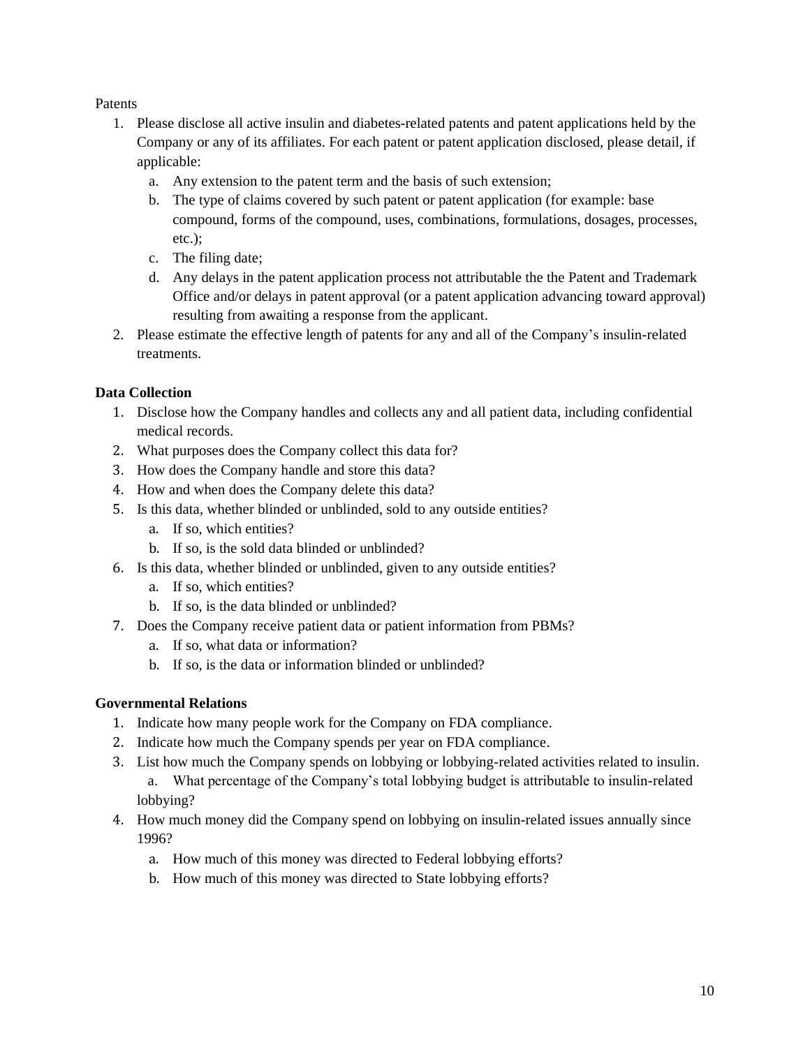Patents

1. Please disclose all active insulin and diabetes-related patents and patent applications held by the Company or any of its affiliates. For each patent or patent application disclosed, please detail, if applicable:
   a. Any extension to the patent term and the basis of such extension;
   b. The type of claims covered by such patent or patent application (for example: base compound, forms of the compound, uses, combinations, formulations, dosages, processes, etc.);
   c. The filing date;
   d. Any delays in the patent application process not attributable the the Patent and Trademark Office and/or delays in patent approval (or a patent application advancing toward approval) resulting from awaiting a response from the applicant.
2. Please estimate the effective length of patents for any and all of the Company's insulin-related treatments.

**Data Collection**

1. Disclose how the Company handles and collects any and all patient data, including confidential medical records.
2. What purposes does the Company collect this data for?
3. How does the Company handle and store this data?
4. How and when does the Company delete this data?
5. Is this data, whether blinded or unblinded, sold to any outside entities?
   a. If so, which entities?
   b. If so, is the sold data blinded or unblinded?
6. Is this data, whether blinded or unblinded, given to any outside entities?
   a. If so, which entities?
   b. If so, is the data blinded or unblinded?
7. Does the Company receive patient data or patient information from PBMs?
   a. If so, what data or information?
   b. If so, is the data or information blinded or unblinded?

**Governmental Relations**

1. Indicate how many people work for the Company on FDA compliance.
2. Indicate how much the Company spends per year on FDA compliance.
3. List how much the Company spends on lobbying or lobbying-related activities related to insulin.
   a. What percentage of the Company's total lobbying budget is attributable to insulin-related lobbying?
4. How much money did the Company spend on lobbying on insulin-related issues annually since 1996?
   a. How much of this money was directed to Federal lobbying efforts?
   b. How much of this money was directed to State lobbying efforts?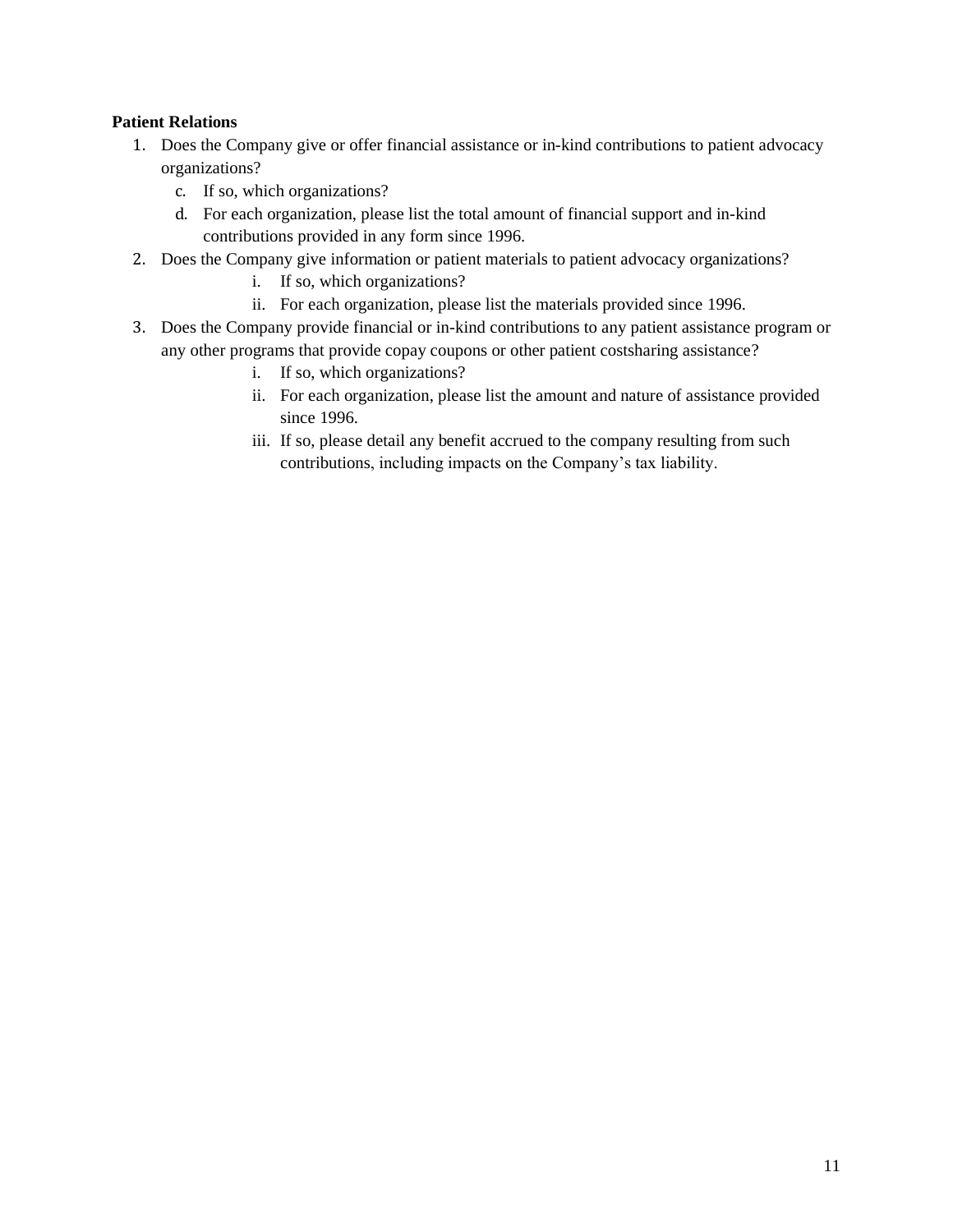**Patient Relations**

1. Does the Company give or offer financial assistance or in-kind contributions to patient advocacy organizations?
    c. If so, which organizations?
    d. For each organization, please list the total amount of financial support and in-kind contributions provided in any form since 1996.
2. Does the Company give information or patient materials to patient advocacy organizations?
    i. If so, which organizations?
    ii. For each organization, please list the materials provided since 1996.
3. Does the Company provide financial or in-kind contributions to any patient assistance program or any other programs that provide copay coupons or other patient costsharing assistance?
    i. If so, which organizations?
    ii. For each organization, please list the amount and nature of assistance provided since 1996.
    iii. If so, please detail any benefit accrued to the company resulting from such contributions, including impacts on the Company's tax liability.